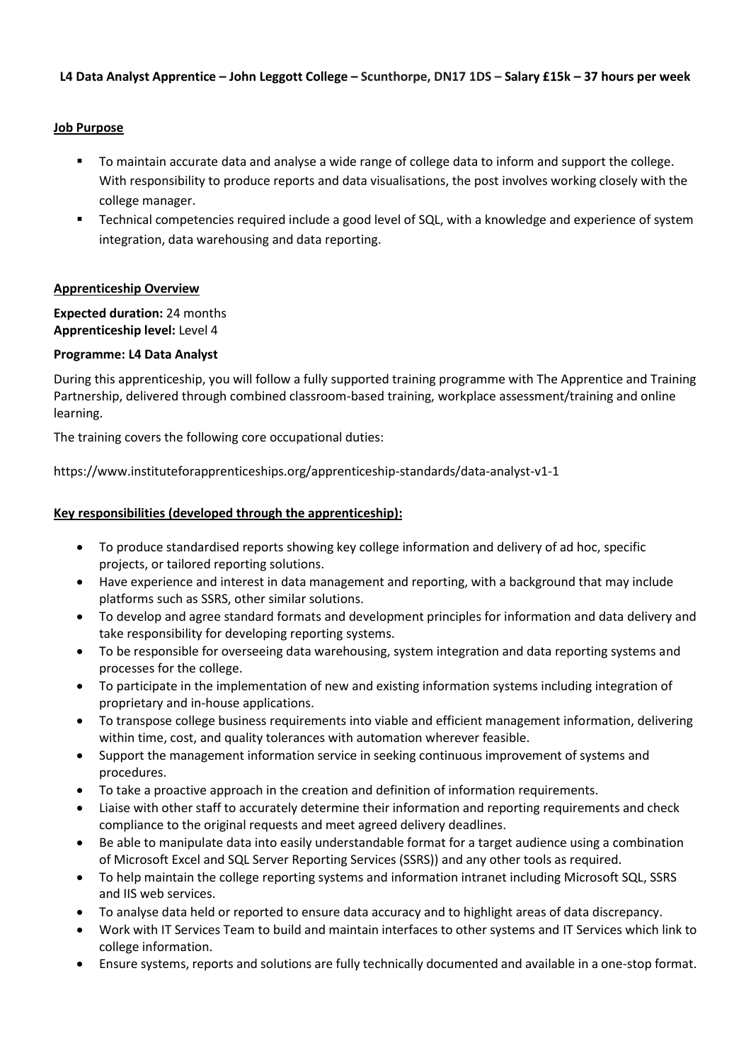**L4 Data Analyst Apprentice – John Leggott College – Scunthorpe, DN17 1DS – Salary £15k – 37 hours per week**

**Job Purpose**

- To maintain accurate data and analyse a wide range of college data to inform and support the college. With responsibility to produce reports and data visualisations, the post involves working closely with the college manager.
- Technical competencies required include a good level of SQL, with a knowledge and experience of system integration, data warehousing and data reporting.

**Apprenticeship Overview**

**Expected duration:** 24 months
**Apprenticeship level:** Level 4

**Programme: L4 Data Analyst**

During this apprenticeship, you will follow a fully supported training programme with The Apprentice and Training Partnership, delivered through combined classroom-based training, workplace assessment/training and online learning.

The training covers the following core occupational duties:

https://www.instituteforapprenticeships.org/apprenticeship-standards/data-analyst-v1-1

**Key responsibilities (developed through the apprenticeship):**

- To produce standardised reports showing key college information and delivery of ad hoc, specific projects, or tailored reporting solutions.
- Have experience and interest in data management and reporting, with a background that may include platforms such as SSRS, other similar solutions.
- To develop and agree standard formats and development principles for information and data delivery and take responsibility for developing reporting systems.
- To be responsible for overseeing data warehousing, system integration and data reporting systems and processes for the college.
- To participate in the implementation of new and existing information systems including integration of proprietary and in-house applications.
- To transpose college business requirements into viable and efficient management information, delivering within time, cost, and quality tolerances with automation wherever feasible.
- Support the management information service in seeking continuous improvement of systems and procedures.
- To take a proactive approach in the creation and definition of information requirements.
- Liaise with other staff to accurately determine their information and reporting requirements and check compliance to the original requests and meet agreed delivery deadlines.
- Be able to manipulate data into easily understandable format for a target audience using a combination of Microsoft Excel and SQL Server Reporting Services (SSRS)) and any other tools as required.
- To help maintain the college reporting systems and information intranet including Microsoft SQL, SSRS and IIS web services.
- To analyse data held or reported to ensure data accuracy and to highlight areas of data discrepancy.
- Work with IT Services Team to build and maintain interfaces to other systems and IT Services which link to college information.
- Ensure systems, reports and solutions are fully technically documented and available in a one-stop format.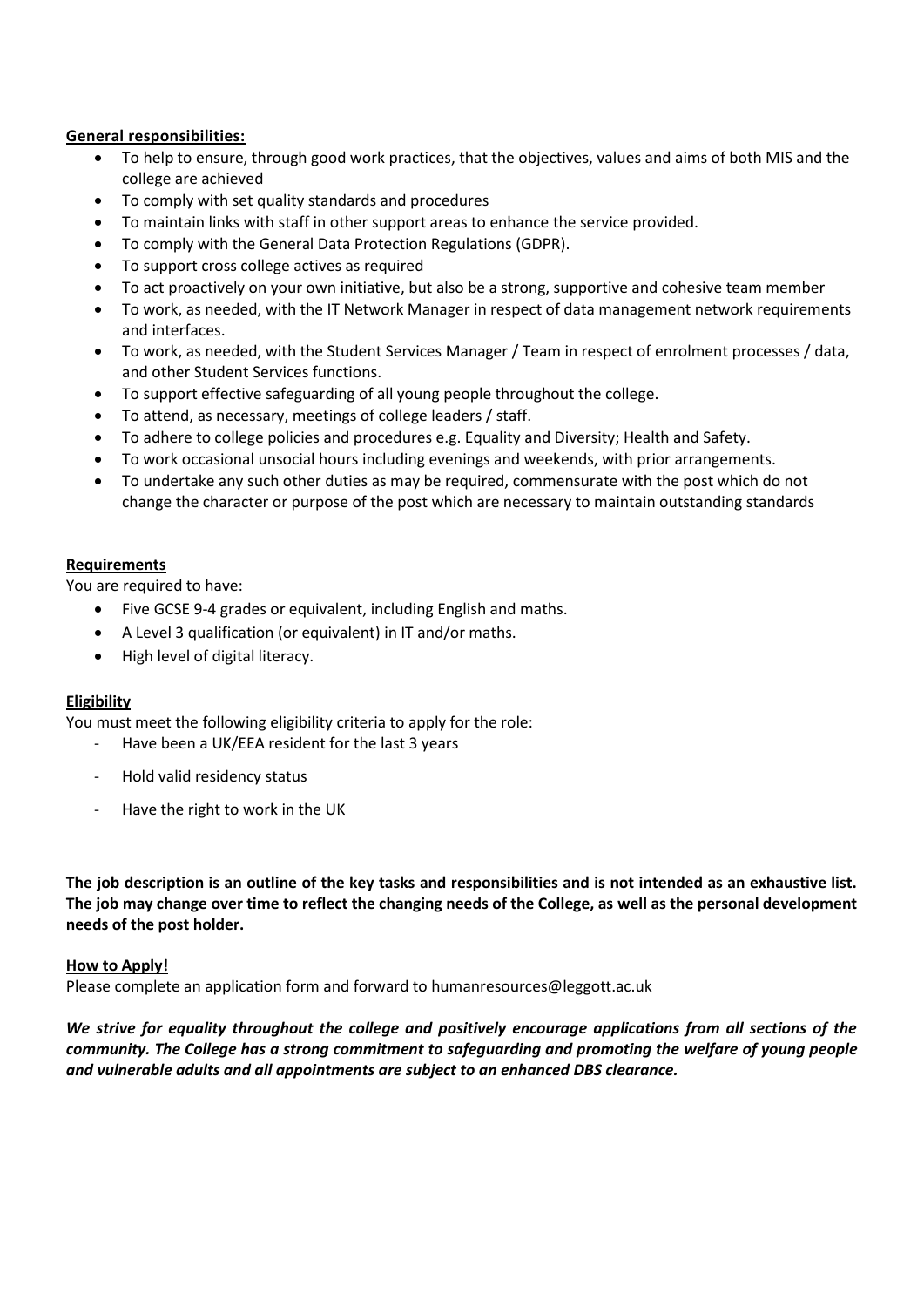**General responsibilities:**

- To help to ensure, through good work practices, that the objectives, values and aims of both MIS and the college are achieved
- To comply with set quality standards and procedures
- To maintain links with staff in other support areas to enhance the service provided.
- To comply with the General Data Protection Regulations (GDPR).
- To support cross college actives as required
- To act proactively on your own initiative, but also be a strong, supportive and cohesive team member
- To work, as needed, with the IT Network Manager in respect of data management network requirements and interfaces.
- To work, as needed, with the Student Services Manager / Team in respect of enrolment processes / data, and other Student Services functions.
- To support effective safeguarding of all young people throughout the college.
- To attend, as necessary, meetings of college leaders / staff.
- To adhere to college policies and procedures e.g. Equality and Diversity; Health and Safety.
- To work occasional unsocial hours including evenings and weekends, with prior arrangements.
- To undertake any such other duties as may be required, commensurate with the post which do not change the character or purpose of the post which are necessary to maintain outstanding standards

**Requirements**

You are required to have:

- Five GCSE 9-4 grades or equivalent, including English and maths.
- A Level 3 qualification (or equivalent) in IT and/or maths.
- High level of digital literacy.

**Eligibility**

You must meet the following eligibility criteria to apply for the role:

- Have been a UK/EEA resident for the last 3 years
- Hold valid residency status
- Have the right to work in the UK

**The job description is an outline of the key tasks and responsibilities and is not intended as an exhaustive list. The job may change over time to reflect the changing needs of the College, as well as the personal development needs of the post holder.**

**How to Apply!**

Please complete an application form and forward to humanresources@leggott.ac.uk

***We strive for equality throughout the college and positively encourage applications from all sections of the community. The College has a strong commitment to safeguarding and promoting the welfare of young people and vulnerable adults and all appointments are subject to an enhanced DBS clearance.***